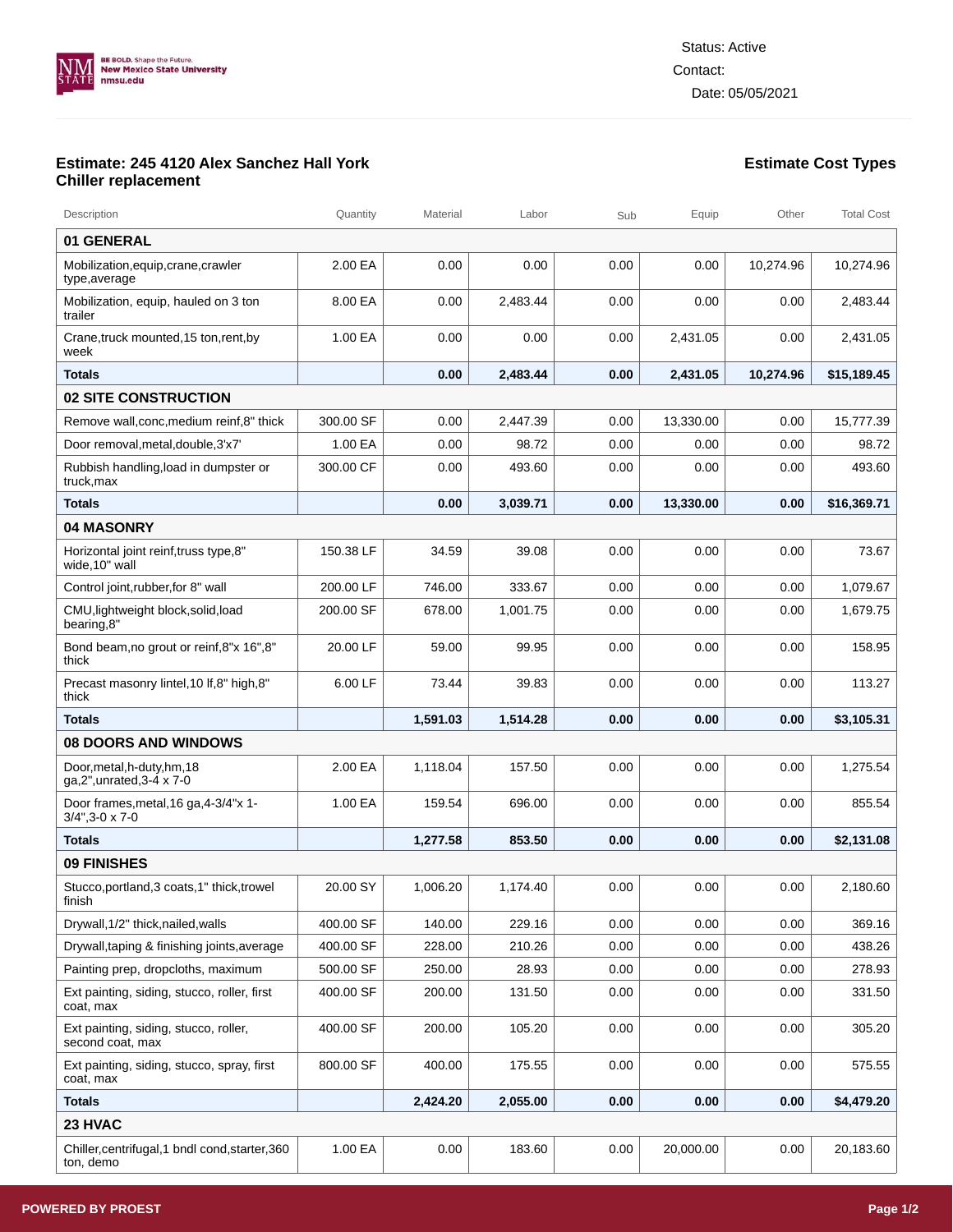BE BOLD. Shape the Future.
New Mexico State University
nmsu.edu

Status: Active
Contact:
Date: 05/05/2021

## Estimate: 245 4120 Alex Sanchez Hall York Chiller replacement

**Estimate Cost Types**

| Description | Quantity | Material | Labor | Sub | Equip | Other | Total Cost |
|---|---|---|---|---|---|---|---|
| **01 GENERAL** | | | | | | | |
| Mobilization,equip,crane,crawler type,average | 2.00 EA | 0.00 | 0.00 | 0.00 | 0.00 | 10,274.96 | 10,274.96 |
| Mobilization, equip, hauled on 3 ton trailer | 8.00 EA | 0.00 | 2,483.44 | 0.00 | 0.00 | 0.00 | 2,483.44 |
| Crane,truck mounted,15 ton,rent,by week | 1.00 EA | 0.00 | 0.00 | 0.00 | 2,431.05 | 0.00 | 2,431.05 |
| **Totals** | | **0.00** | **2,483.44** | **0.00** | **2,431.05** | **10,274.96** | **$15,189.45** |
| **02 SITE CONSTRUCTION** | | | | | | | |
| Remove wall,conc,medium reinf,8" thick | 300.00 SF | 0.00 | 2,447.39 | 0.00 | 13,330.00 | 0.00 | 15,777.39 |
| Door removal,metal,double,3'x7' | 1.00 EA | 0.00 | 98.72 | 0.00 | 0.00 | 0.00 | 98.72 |
| Rubbish handling,load in dumpster or truck,max | 300.00 CF | 0.00 | 493.60 | 0.00 | 0.00 | 0.00 | 493.60 |
| **Totals** | | **0.00** | **3,039.71** | **0.00** | **13,330.00** | **0.00** | **$16,369.71** |
| **04 MASONRY** | | | | | | | |
| Horizontal joint reinf,truss type,8" wide,10" wall | 150.38 LF | 34.59 | 39.08 | 0.00 | 0.00 | 0.00 | 73.67 |
| Control joint,rubber,for 8" wall | 200.00 LF | 746.00 | 333.67 | 0.00 | 0.00 | 0.00 | 1,079.67 |
| CMU,lightweight block,solid,load bearing,8" | 200.00 SF | 678.00 | 1,001.75 | 0.00 | 0.00 | 0.00 | 1,679.75 |
| Bond beam,no grout or reinf,8"x 16",8" thick | 20.00 LF | 59.00 | 99.95 | 0.00 | 0.00 | 0.00 | 158.95 |
| Precast masonry lintel,10 lf,8" high,8" thick | 6.00 LF | 73.44 | 39.83 | 0.00 | 0.00 | 0.00 | 113.27 |
| **Totals** | | **1,591.03** | **1,514.28** | **0.00** | **0.00** | **0.00** | **$3,105.31** |
| **08 DOORS AND WINDOWS** | | | | | | | |
| Door,metal,h-duty,hm,18 ga,2",unrated,3-4 x 7-0 | 2.00 EA | 1,118.04 | 157.50 | 0.00 | 0.00 | 0.00 | 1,275.54 |
| Door frames,metal,16 ga,4-3/4"x 1-3/4",3-0 x 7-0 | 1.00 EA | 159.54 | 696.00 | 0.00 | 0.00 | 0.00 | 855.54 |
| **Totals** | | **1,277.58** | **853.50** | **0.00** | **0.00** | **0.00** | **$2,131.08** |
| **09 FINISHES** | | | | | | | |
| Stucco,portland,3 coats,1" thick,trowel finish | 20.00 SY | 1,006.20 | 1,174.40 | 0.00 | 0.00 | 0.00 | 2,180.60 |
| Drywall,1/2" thick,nailed,walls | 400.00 SF | 140.00 | 229.16 | 0.00 | 0.00 | 0.00 | 369.16 |
| Drywall,taping & finishing joints,average | 400.00 SF | 228.00 | 210.26 | 0.00 | 0.00 | 0.00 | 438.26 |
| Painting prep, dropcloths, maximum | 500.00 SF | 250.00 | 28.93 | 0.00 | 0.00 | 0.00 | 278.93 |
| Ext painting, siding, stucco, roller, first coat, max | 400.00 SF | 200.00 | 131.50 | 0.00 | 0.00 | 0.00 | 331.50 |
| Ext painting, siding, stucco, roller, second coat, max | 400.00 SF | 200.00 | 105.20 | 0.00 | 0.00 | 0.00 | 305.20 |
| Ext painting, siding, stucco, spray, first coat, max | 800.00 SF | 400.00 | 175.55 | 0.00 | 0.00 | 0.00 | 575.55 |
| **Totals** | | **2,424.20** | **2,055.00** | **0.00** | **0.00** | **0.00** | **$4,479.20** |
| **23 HVAC** | | | | | | | |
| Chiller,centrifugal,1 bndl cond,starter,360 ton, demo | 1.00 EA | 0.00 | 183.60 | 0.00 | 20,000.00 | 0.00 | 20,183.60 |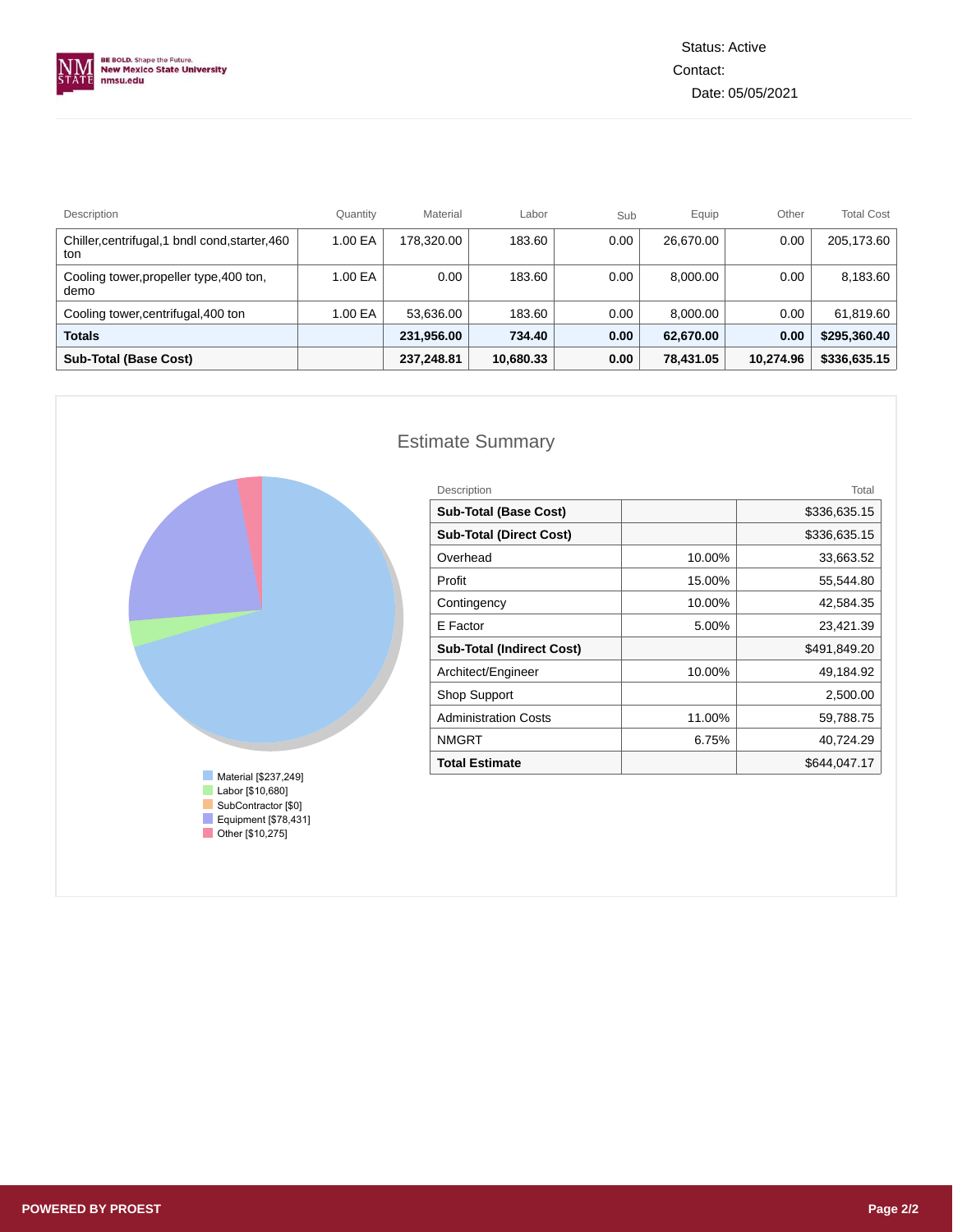BE BOLD. Shape the Future.
New Mexico State University
nmsu.edu

Status: Active
Contact:
Date: 05/05/2021

| Description | Quantity | Material | Labor | Sub | Equip | Other | Total Cost |
|---|---|---|---|---|---|---|---|
| Chiller,centrifugal,1 bndl cond,starter,460 ton | 1.00 EA | 178,320.00 | 183.60 | 0.00 | 26,670.00 | 0.00 | 205,173.60 |
| Cooling tower,propeller type,400 ton, demo | 1.00 EA | 0.00 | 183.60 | 0.00 | 8,000.00 | 0.00 | 8,183.60 |
| Cooling tower,centrifugal,400 ton | 1.00 EA | 53,636.00 | 183.60 | 0.00 | 8,000.00 | 0.00 | 61,819.60 |
| **Totals** | | **231,956.00** | **734.40** | **0.00** | **62,670.00** | **0.00** | **$295,360.40** |
| **Sub-Total (Base Cost)** | | **237,248.81** | **10,680.33** | **0.00** | **78,431.05** | **10,274.96** | **$336,635.15** |

## Estimate Summary

Material [$237,249]
Labor [$10,680]
SubContractor [$0]
Equipment [$78,431]
Other [$10,275]

| Description | | Total |
|---|---|---|
| **Sub-Total (Base Cost)** | | $336,635.15 |
| **Sub-Total (Direct Cost)** | | $336,635.15 |
| Overhead | 10.00% | 33,663.52 |
| Profit | 15.00% | 55,544.80 |
| Contingency | 10.00% | 42,584.35 |
| E Factor | 5.00% | 23,421.39 |
| **Sub-Total (Indirect Cost)** | | $491,849.20 |
| Architect/Engineer | 10.00% | 49,184.92 |
| Shop Support | | 2,500.00 |
| Administration Costs | 11.00% | 59,788.75 |
| NMGRT | 6.75% | 40,724.29 |
| **Total Estimate** | | $644,047.17 |

POWERED BY PROEST